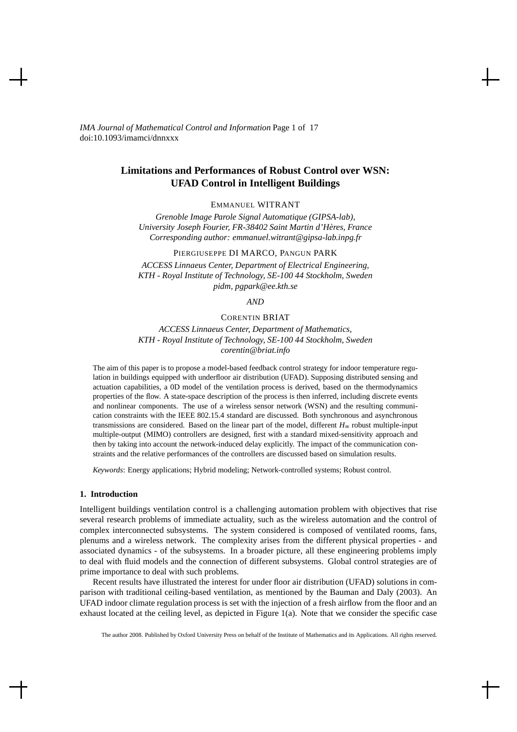# Limitations and Performances of Robust Control over WSN: UFAD Control in Intelligent Buildings

EMMANUEL WITRANT

*Grenoble Image Parole Signal Automatique (GIPSA-lab), University Joseph Fourier, FR-38402 Saint Martin d'Hères, France Corresponding author: emmanuel.witrant@gipsa-lab.inpg.fr*

PIERGIUSEPPE DI MARCO, PANGUN PARK

*ACCESS Linnaeus Center, Department of Electrical Engineering, KTH - Royal Institute of Technology, SE-100 44 Stockholm, Sweden pidm, pgpark@ee.kth.se*

*AND*

CORENTIN BRIAT

*ACCESS Linnaeus Center, Department of Mathematics, KTH - Royal Institute of Technology, SE-100 44 Stockholm, Sweden corentin@briat.info*

The aim of this paper is to propose a model-based feedback control strategy for indoor temperature regulation in buildings equipped with underfloor air distribution (UFAD). Supposing distributed sensing and actuation capabilities, a 0D model of the ventilation process is derived, based on the thermodynamics properties of the flow. A state-space description of the process is then inferred, including discrete events and nonlinear components. The use of a wireless sensor network (WSN) and the resulting communication constraints with the IEEE 802.15.4 standard are discussed. Both synchronous and asynchronous transmissions are considered. Based on the linear part of the model, different $H_\infty$ robust multiple-input multiple-output (MIMO) controllers are designed, first with a standard mixed-sensitivity approach and then by taking into account the network-induced delay explicitly. The impact of the communication constraints and the relative performances of the controllers are discussed based on simulation results.

*Keywords*: Energy applications; Hybrid modeling; Network-controlled systems; Robust control.

## 1. Introduction

Intelligent buildings ventilation control is a challenging automation problem with objectives that rise several research problems of immediate actuality, such as the wireless automation and the control of complex interconnected subsystems. The system considered is composed of ventilated rooms, fans, plenums and a wireless network. The complexity arises from the different physical properties - and associated dynamics - of the subsystems. In a broader picture, all these engineering problems imply to deal with fluid models and the connection of different subsystems. Global control strategies are of prime importance to deal with such problems.

Recent results have illustrated the interest for under floor air distribution (UFAD) solutions in comparison with traditional ceiling-based ventilation, as mentioned by the Bauman and Daly (2003). An UFAD indoor climate regulation process is set with the injection of a fresh airflow from the floor and an exhaust located at the ceiling level, as depicted in Figure 1(a). Note that we consider the specific case

The author 2008. Published by Oxford University Press on behalf of the Institute of Mathematics and its Applications. All rights reserved.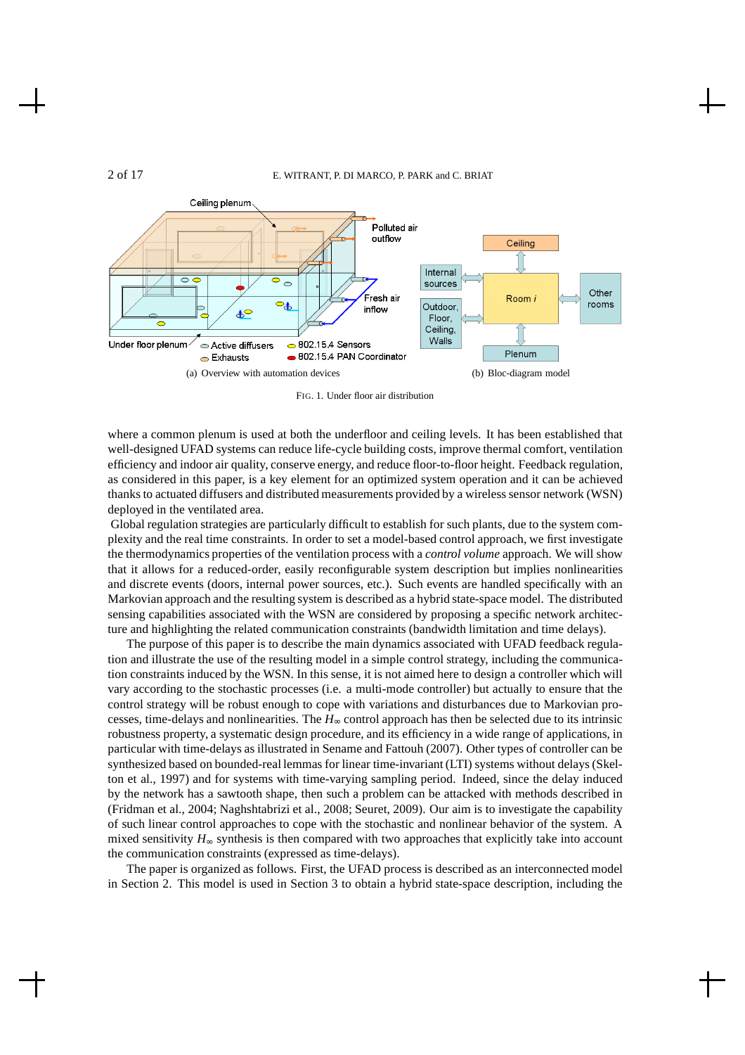Ceiling plenum

Polluted air outflow

Fresh air inflow

Under floor plenum

Active diffusers

Exhausts

802.15.4 Sensors

802.15.4 PAN Coordinator

(a) Overview with automation devices

Ceiling

Internal sources

Room $i$

Other rooms

Outdoor, Floor, Ceiling, Walls

Plenum

(b) Bloc-diagram model

FIG. 1. Under floor air distribution

where a common plenum is used at both the underfloor and ceiling levels. It has been established that well-designed UFAD systems can reduce life-cycle building costs, improve thermal comfort, ventilation efficiency and indoor air quality, conserve energy, and reduce floor-to-floor height. Feedback regulation, as considered in this paper, is a key element for an optimized system operation and it can be achieved thanks to actuated diffusers and distributed measurements provided by a wireless sensor network (WSN) deployed in the ventilated area.

Global regulation strategies are particularly difficult to establish for such plants, due to the system complexity and the real time constraints. In order to set a model-based control approach, we first investigate the thermodynamics properties of the ventilation process with a *control volume* approach. We will show that it allows for a reduced-order, easily reconfigurable system description but implies nonlinearities and discrete events (doors, internal power sources, etc.). Such events are handled specifically with an Markovian approach and the resulting system is described as a hybrid state-space model. The distributed sensing capabilities associated with the WSN are considered by proposing a specific network architecture and highlighting the related communication constraints (bandwidth limitation and time delays).

The purpose of this paper is to describe the main dynamics associated with UFAD feedback regulation and illustrate the use of the resulting model in a simple control strategy, including the communication constraints induced by the WSN. In this sense, it is not aimed here to design a controller which will vary according to the stochastic processes (i.e. a multi-mode controller) but actually to ensure that the control strategy will be robust enough to cope with variations and disturbances due to Markovian processes, time-delays and nonlinearities. The $H_\infty$ control approach has then be selected due to its intrinsic robustness property, a systematic design procedure, and its efficiency in a wide range of applications, in particular with time-delays as illustrated in Sename and Fattouh (2007). Other types of controller can be synthesized based on bounded-real lemmas for linear time-invariant (LTI) systems without delays (Skelton et al., 1997) and for systems with time-varying sampling period. Indeed, since the delay induced by the network has a sawtooth shape, then such a problem can be attacked with methods described in (Fridman et al., 2004; Naghshtabrizi et al., 2008; Seuret, 2009). Our aim is to investigate the capability of such linear control approaches to cope with the stochastic and nonlinear behavior of the system. A mixed sensitivity $H_\infty$ synthesis is then compared with two approaches that explicitly take into account the communication constraints (expressed as time-delays).

The paper is organized as follows. First, the UFAD process is described as an interconnected model in Section 2. This model is used in Section 3 to obtain a hybrid state-space description, including the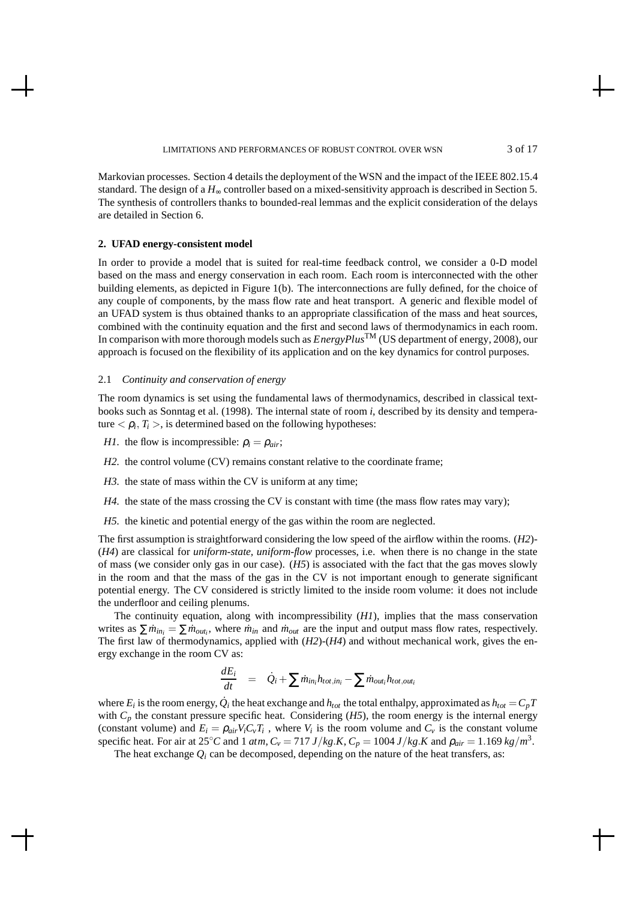Markovian processes. Section 4 details the deployment of the WSN and the impact of the IEEE 802.15.4 standard. The design of a $H_\infty$ controller based on a mixed-sensitivity approach is described in Section 5. The synthesis of controllers thanks to bounded-real lemmas and the explicit consideration of the delays are detailed in Section 6.

## 2. UFAD energy-consistent model

In order to provide a model that is suited for real-time feedback control, we consider a 0-D model based on the mass and energy conservation in each room. Each room is interconnected with the other building elements, as depicted in Figure 1(b). The interconnections are fully defined, for the choice of any couple of components, by the mass flow rate and heat transport. A generic and flexible model of an UFAD system is thus obtained thanks to an appropriate classification of the mass and heat sources, combined with the continuity equation and the first and second laws of thermodynamics in each room. In comparison with more thorough models such as *EnergyPlus*™ (US department of energy, 2008), our approach is focused on the flexibility of its application and on the key dynamics for control purposes.

### 2.1 *Continuity and conservation of energy*

The room dynamics is set using the fundamental laws of thermodynamics, described in classical textbooks such as Sonntag et al. (1998). The internal state of room $i$, described by its density and temperature $< \rho_i, T_i >$, is determined based on the following hypotheses:

- *H1.* the flow is incompressible: $\rho_i = \rho_{air}$;
- *H2.* the control volume (CV) remains constant relative to the coordinate frame;
- *H3.* the state of mass within the CV is uniform at any time;
- *H4.* the state of the mass crossing the CV is constant with time (the mass flow rates may vary);
- *H5.* the kinetic and potential energy of the gas within the room are neglected.

The first assumption is straightforward considering the low speed of the airflow within the rooms. (*H2*)-(*H4*) are classical for *uniform-state, uniform-flow* processes, i.e. when there is no change in the state of mass (we consider only gas in our case). (*H5*) is associated with the fact that the gas moves slowly in the room and that the mass of the gas in the CV is not important enough to generate significant potential energy. The CV considered is strictly limited to the inside room volume: it does not include the underfloor and ceiling plenums.

The continuity equation, along with incompressibility (*H1*), implies that the mass conservation writes as $\sum \dot{m}_{in_i} = \sum \dot{m}_{out_i}$, where $\dot{m}_{in}$ and $\dot{m}_{out}$ are the input and output mass flow rates, respectively. The first law of thermodynamics, applied with (*H2*)-(*H4*) and without mechanical work, gives the energy exchange in the room CV as:

$$\frac{dE_i}{dt} = \dot{Q}_i + \sum \dot{m}_{in_i} h_{tot,in_i} - \sum \dot{m}_{out_i} h_{tot,out_i}$$

where $E_i$ is the room energy, $\dot{Q}_i$ the heat exchange and $h_{tot}$ the total enthalpy, approximated as $h_{tot} = C_p T$ with $C_p$ the constant pressure specific heat. Considering (*H5*), the room energy is the internal energy (constant volume) and $E_i = \rho_{air} V_i C_v T_i$ , where $V_i$ is the room volume and $C_v$ is the constant volume specific heat. For air at $25^\circ C$ and $1\ atm$, $C_v = 717\ J/kg.K$, $C_p = 1004\ J/kg.K$ and $\rho_{air} = 1.169\ kg/m^3$.

The heat exchange $Q_i$ can be decomposed, depending on the nature of the heat transfers, as: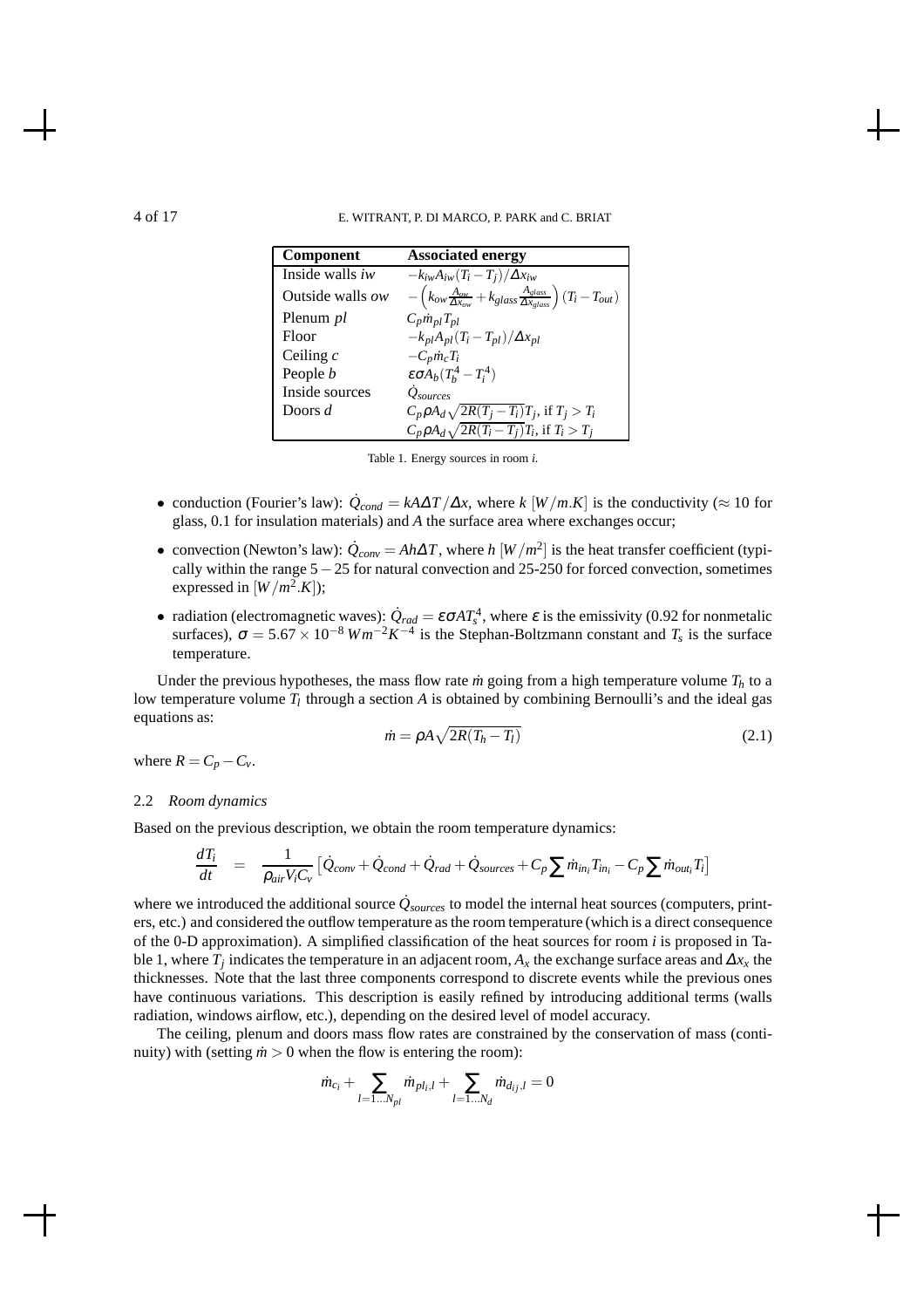| Component | Associated energy |
|---|---|
| Inside walls *iw* | $-k_{iw}A_{iw}(T_i - T_j)/\Delta x_{iw}$ |
| Outside walls *ow* | $-\left(k_{ow}\frac{A_{ow}}{\Delta x_{ow}} + k_{glass}\frac{A_{glass}}{\Delta x_{glass}}\right)(T_i - T_{out})$ |
| Plenum *pl* | $C_p \dot{m}_{pl} T_{pl}$ |
| Floor | $-k_{pl}A_{pl}(T_i - T_{pl})/\Delta x_{pl}$ |
| Ceiling *c* | $-C_p \dot{m}_c T_i$ |
| People *b* | $\varepsilon\sigma A_b(T_b^4 - T_i^4)$ |
| Inside sources | $\dot{Q}_{sources}$ |
| Doors *d* | $C_p \rho A_d \sqrt{2R(T_j - T_i)}T_j$, if $T_j > T_i$ |
| | $C_p \rho A_d \sqrt{2R(T_i - T_j)}T_i$, if $T_i > T_j$ |

Table 1. Energy sources in room *i*.

- conduction (Fourier's law): $\dot{Q}_{cond} = kA\Delta T/\Delta x$, where $k$ $[W/m.K]$ is the conductivity ($\approx 10$ for glass, 0.1 for insulation materials) and $A$ the surface area where exchanges occur;
- convection (Newton's law): $\dot{Q}_{conv} = Ah\Delta T$, where $h$ $[W/m^2]$ is the heat transfer coefficient (typically within the range $5-25$ for natural convection and 25-250 for forced convection, sometimes expressed in $[W/m^2.K]$);
- radiation (electromagnetic waves): $\dot{Q}_{rad} = \varepsilon\sigma A T_s^4$, where $\varepsilon$ is the emissivity (0.92 for nonmetalic surfaces), $\sigma = 5.67 \times 10^{-8}\, Wm^{-2}K^{-4}$ is the Stephan-Boltzmann constant and $T_s$ is the surface temperature.

Under the previous hypotheses, the mass flow rate $\dot{m}$ going from a high temperature volume $T_h$ to a low temperature volume $T_l$ through a section $A$ is obtained by combining Bernoulli's and the ideal gas equations as:

$$\dot{m} = \rho A \sqrt{2R(T_h - T_l)} \tag{2.1}$$

where $R = C_p - C_v$.

### 2.2 *Room dynamics*

Based on the previous description, we obtain the room temperature dynamics:

$$\frac{dT_i}{dt} = \frac{1}{\rho_{air}V_iC_v}\left[\dot{Q}_{conv} + \dot{Q}_{cond} + \dot{Q}_{rad} + \dot{Q}_{sources} + C_p \sum \dot{m}_{in_i} T_{in_i} - C_p \sum \dot{m}_{out_i} T_i\right]$$

where we introduced the additional source $\dot{Q}_{sources}$ to model the internal heat sources (computers, printers, etc.) and considered the outflow temperature as the room temperature (which is a direct consequence of the 0-D approximation). A simplified classification of the heat sources for room $i$ is proposed in Table 1, where $T_j$ indicates the temperature in an adjacent room, $A_x$ the exchange surface areas and $\Delta x_x$ the thicknesses. Note that the last three components correspond to discrete events while the previous ones have continuous variations. This description is easily refined by introducing additional terms (walls radiation, windows airflow, etc.), depending on the desired level of model accuracy.

The ceiling, plenum and doors mass flow rates are constrained by the conservation of mass (continuity) with (setting $\dot{m} > 0$ when the flow is entering the room):

$$\dot{m}_{c_i} + \sum_{l=1...N_{pl}} \dot{m}_{pl_i,l} + \sum_{l=1...N_d} \dot{m}_{d_{ij},l} = 0$$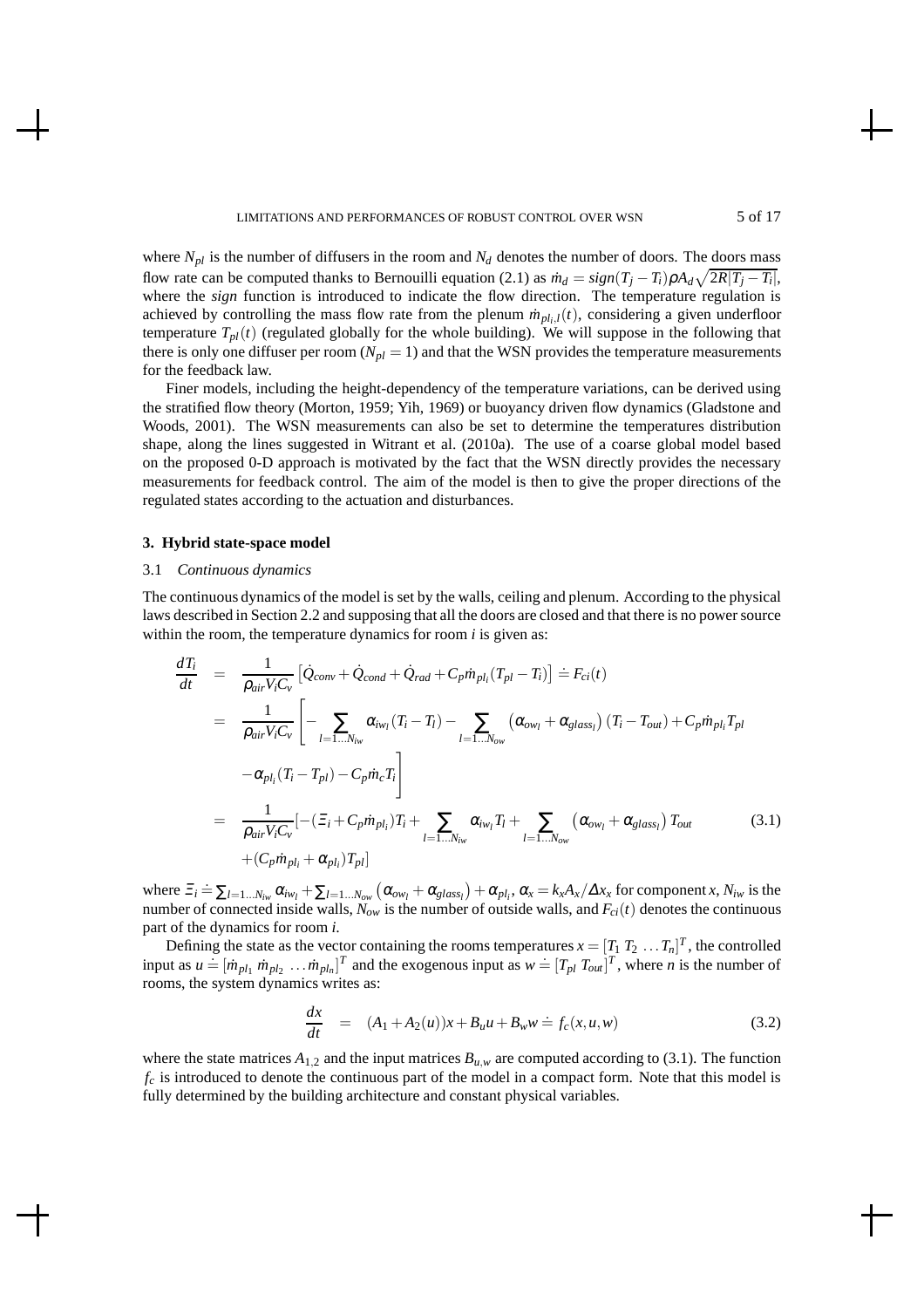where $N_{pl}$ is the number of diffusers in the room and $N_d$ denotes the number of doors. The doors mass flow rate can be computed thanks to Bernouilli equation (2.1) as $\dot{m}_d = sign(T_j - T_i)\rho A_d \sqrt{2R|T_j - T_i|}$, where the *sign* function is introduced to indicate the flow direction. The temperature regulation is achieved by controlling the mass flow rate from the plenum $\dot{m}_{pl_i,l}(t)$, considering a given underfloor temperature $T_{pl}(t)$ (regulated globally for the whole building). We will suppose in the following that there is only one diffuser per room ($N_{pl} = 1$) and that the WSN provides the temperature measurements for the feedback law.

Finer models, including the height-dependency of the temperature variations, can be derived using the stratified flow theory (Morton, 1959; Yih, 1969) or buoyancy driven flow dynamics (Gladstone and Woods, 2001). The WSN measurements can also be set to determine the temperatures distribution shape, along the lines suggested in Witrant et al. (2010a). The use of a coarse global model based on the proposed 0-D approach is motivated by the fact that the WSN directly provides the necessary measurements for feedback control. The aim of the model is then to give the proper directions of the regulated states according to the actuation and disturbances.

## 3. Hybrid state-space model

### 3.1 *Continuous dynamics*

The continuous dynamics of the model is set by the walls, ceiling and plenum. According to the physical laws described in Section 2.2 and supposing that all the doors are closed and that there is no power source within the room, the temperature dynamics for room $i$ is given as:

$$
\begin{aligned}
\frac{dT_i}{dt} &= \frac{1}{\rho_{air} V_i C_v}\left[\dot{Q}_{conv} + \dot{Q}_{cond} + \dot{Q}_{rad} + C_p \dot{m}_{pl_i}(T_{pl} - T_i)\right] \doteq F_{ci}(t) \\
&= \frac{1}{\rho_{air} V_i C_v}\Bigg[-\sum_{l=1\ldots N_{iw}} \alpha_{iw_l}(T_i - T_l) - \sum_{l=1\ldots N_{ow}} \left(\alpha_{ow_l} + \alpha_{glass_l}\right)(T_i - T_{out}) + C_p \dot{m}_{pl_i} T_{pl} \\
&\quad - \alpha_{pl_i}(T_i - T_{pl}) - C_p \dot{m}_c T_i\Bigg] \\
&= \frac{1}{\rho_{air} V_i C_v}\Big[-(\Xi_i + C_p \dot{m}_{pl_i})T_i + \sum_{l=1\ldots N_{iw}} \alpha_{iw_l} T_l + \sum_{l=1\ldots N_{ow}} \left(\alpha_{ow_l} + \alpha_{glass_l}\right) T_{out} \\
&\quad + (C_p \dot{m}_{pl_i} + \alpha_{pl_i}) T_{pl}\Big]
\end{aligned}
\tag{3.1}
$$

where $\Xi_i \doteq \sum_{l=1\ldots N_{iw}} \alpha_{iw_l} + \sum_{l=1\ldots N_{ow}} \left(\alpha_{ow_l} + \alpha_{glass_l}\right) + \alpha_{pl_i}$, $\alpha_x = k_x A_x / \Delta x_x$ for component $x$, $N_{iw}$ is the number of connected inside walls, $N_{ow}$ is the number of outside walls, and $F_{ci}(t)$ denotes the continuous part of the dynamics for room $i$.

Defining the state as the vector containing the rooms temperatures $x = [T_1\ T_2\ \ldots T_n]^T$, the controlled input as $u \doteq [\dot{m}_{pl_1}\ \dot{m}_{pl_2}\ \ldots \dot{m}_{pl_n}]^T$ and the exogenous input as $w \doteq [T_{pl}\ T_{out}]^T$, where $n$ is the number of rooms, the system dynamics writes as:

$$
\frac{dx}{dt} = (A_1 + A_2(u))x + B_u u + B_w w \doteq f_c(x, u, w)
\tag{3.2}
$$

where the state matrices $A_{1,2}$ and the input matrices $B_{u,w}$ are computed according to (3.1). The function $f_c$ is introduced to denote the continuous part of the model in a compact form. Note that this model is fully determined by the building architecture and constant physical variables.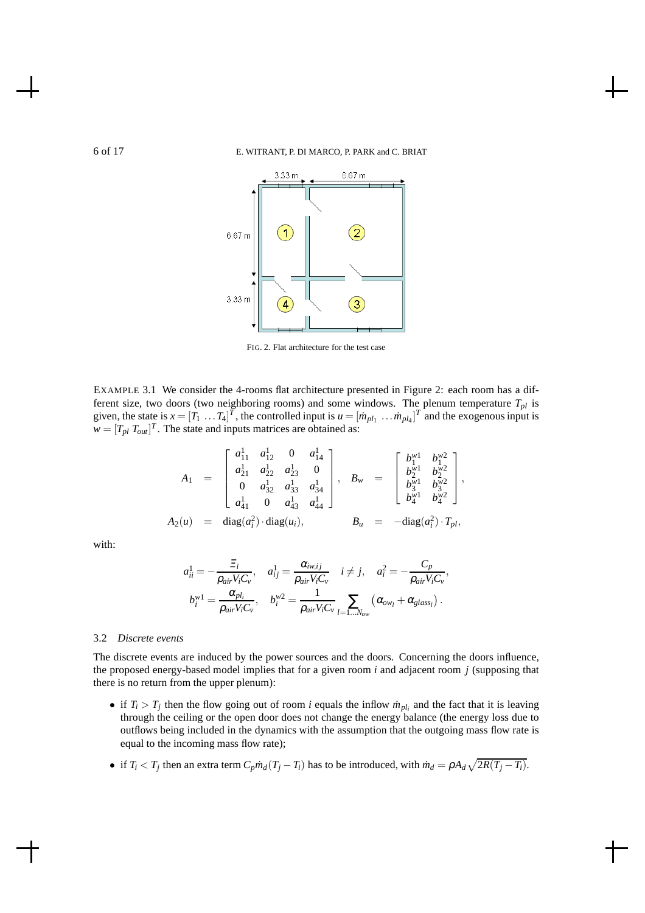FIG. 2. Flat architecture for the test case

EXAMPLE 3.1 We consider the 4-rooms flat architecture presented in Figure 2: each room has a different size, two doors (two neighboring rooms) and some windows. The plenum temperature $T_{pl}$ is given, the state is $x = [T_1 \ \dots T_4]^T$, the controlled input is $u = [\dot{m}_{pl_1} \ \dots \dot{m}_{pl_4}]^T$ and the exogenous input is $w = [T_{pl} \ T_{out}]^T$. The state and inputs matrices are obtained as:

$$
\begin{array}{rclrcl}
A_1 & = & \begin{bmatrix} a^1_{11} & a^1_{12} & 0 & a^1_{14} \\ a^1_{21} & a^1_{22} & a^1_{23} & 0 \\ 0 & a^1_{32} & a^1_{33} & a^1_{34} \\ a^1_{41} & 0 & a^1_{43} & a^1_{44} \end{bmatrix}, & B_w & = & \begin{bmatrix} b^{w1}_1 & b^{w2}_1 \\ b^{w1}_2 & b^{w2}_2 \\ b^{w1}_3 & b^{w2}_3 \\ b^{w1}_4 & b^{w2}_4 \end{bmatrix}, \\
A_2(u) & = & \mathrm{diag}(a^2_i) \cdot \mathrm{diag}(u_i), & B_u & = & -\mathrm{diag}(a^2_i) \cdot T_{pl},
\end{array}
$$

with:

$$
a^1_{ii} = -\frac{\Xi_i}{\rho_{air} V_i C_v}, \quad a^1_{ij} = \frac{\alpha_{iw,ij}}{\rho_{air} V_i C_v} \quad i \neq j, \quad a^2_i = -\frac{C_p}{\rho_{air} V_i C_v},
$$

$$
b^{w1}_i = \frac{\alpha_{pl_i}}{\rho_{air} V_i C_v}, \quad b^{w2}_i = \frac{1}{\rho_{air} V_i C_v} \sum_{l=1 \dots N_{ow}} \left( \alpha_{ow_l} + \alpha_{glass_l} \right).
$$

### 3.2 *Discrete events*

The discrete events are induced by the power sources and the doors. Concerning the doors influence, the proposed energy-based model implies that for a given room $i$ and adjacent room $j$ (supposing that there is no return from the upper plenum):

- if $T_i > T_j$ then the flow going out of room $i$ equals the inflow $\dot{m}_{pl_i}$ and the fact that it is leaving through the ceiling or the open door does not change the energy balance (the energy loss due to outflows being included in the dynamics with the assumption that the outgoing mass flow rate is equal to the incoming mass flow rate);
- if $T_i < T_j$ then an extra term $C_p \dot{m}_d (T_j - T_i)$ has to be introduced, with $\dot{m}_d = \rho A_d \sqrt{2R(T_j - T_i)}$.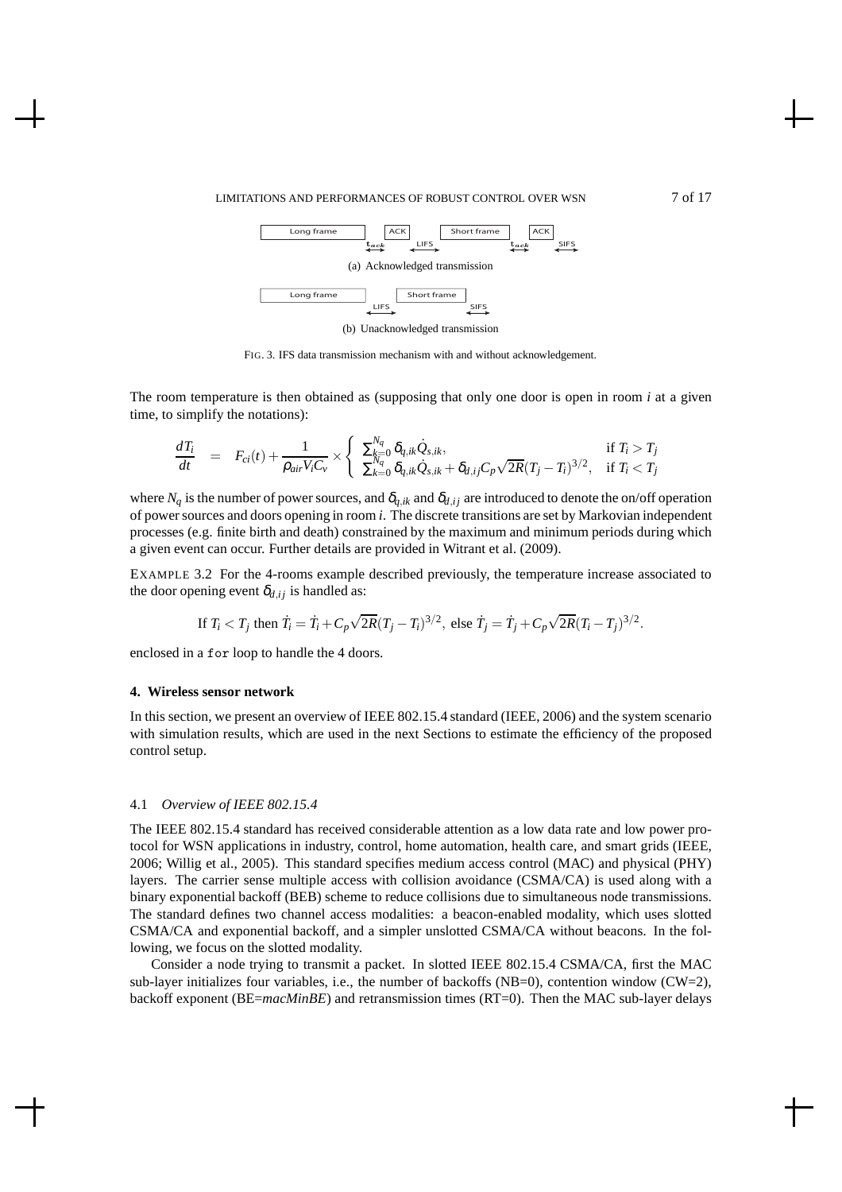Long frame | ACK | Short frame | ACK

$t_{ack}$ LIFS $t_{ack}$ SIFS

(a) Acknowledged transmission

Long frame | Short frame

LIFS SIFS

(b) Unacknowledged transmission

FIG. 3. IFS data transmission mechanism with and without acknowledgement.

The room temperature is then obtained as (supposing that only one door is open in room $i$ at a given time, to simplify the notations):

$$\frac{dT_i}{dt} = F_{ci}(t) + \frac{1}{\rho_{air} V_i C_v} \times \begin{cases} \sum_{k=0}^{N_q} \delta_{q,ik} \dot{Q}_{s,ik}, & \text{if } T_i > T_j \\ \sum_{k=0}^{N_q} \delta_{q,ik} \dot{Q}_{s,ik} + \delta_{d,ij} C_p \sqrt{2R} (T_j - T_i)^{3/2}, & \text{if } T_i < T_j \end{cases}$$

where $N_q$ is the number of power sources, and $\delta_{q,ik}$ and $\delta_{d,ij}$ are introduced to denote the on/off operation of power sources and doors opening in room $i$. The discrete transitions are set by Markovian independent processes (e.g. finite birth and death) constrained by the maximum and minimum periods during which a given event can occur. Further details are provided in Witrant et al. (2009).

EXAMPLE 3.2 For the 4-rooms example described previously, the temperature increase associated to the door opening event $\delta_{d,ij}$ is handled as:

$$\text{If } T_i < T_j \text{ then } \dot{T}_i = \dot{T}_i + C_p \sqrt{2R} (T_j - T_i)^{3/2}, \text{ else } \dot{T}_j = \dot{T}_j + C_p \sqrt{2R} (T_i - T_j)^{3/2}.$$

enclosed in a `for` loop to handle the 4 doors.

## 4. Wireless sensor network

In this section, we present an overview of IEEE 802.15.4 standard (IEEE, 2006) and the system scenario with simulation results, which are used in the next Sections to estimate the efficiency of the proposed control setup.

### 4.1 *Overview of IEEE 802.15.4*

The IEEE 802.15.4 standard has received considerable attention as a low data rate and low power protocol for WSN applications in industry, control, home automation, health care, and smart grids (IEEE, 2006; Willig et al., 2005). This standard specifies medium access control (MAC) and physical (PHY) layers. The carrier sense multiple access with collision avoidance (CSMA/CA) is used along with a binary exponential backoff (BEB) scheme to reduce collisions due to simultaneous node transmissions. The standard defines two channel access modalities: a beacon-enabled modality, which uses slotted CSMA/CA and exponential backoff, and a simpler unslotted CSMA/CA without beacons. In the following, we focus on the slotted modality.

Consider a node trying to transmit a packet. In slotted IEEE 802.15.4 CSMA/CA, first the MAC sub-layer initializes four variables, i.e., the number of backoffs (NB=0), contention window (CW=2), backoff exponent (BE=*macMinBE*) and retransmission times (RT=0). Then the MAC sub-layer delays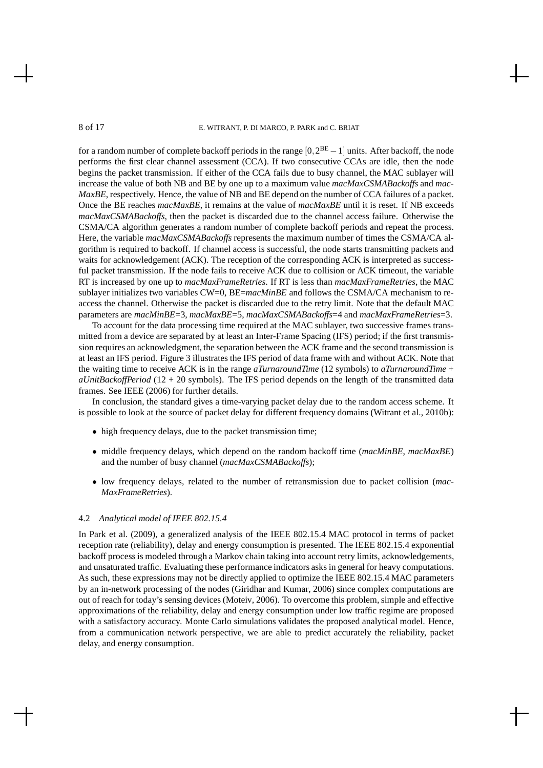for a random number of complete backoff periods in the range $[0, 2^{\mathrm{BE}} - 1]$ units. After backoff, the node performs the first clear channel assessment (CCA). If two consecutive CCAs are idle, then the node begins the packet transmission. If either of the CCA fails due to busy channel, the MAC sublayer will increase the value of both NB and BE by one up to a maximum value *macMaxCSMABackoffs* and *macMaxBE*, respectively. Hence, the value of NB and BE depend on the number of CCA failures of a packet. Once the BE reaches *macMaxBE*, it remains at the value of *macMaxBE* until it is reset. If NB exceeds *macMaxCSMABackoffs*, then the packet is discarded due to the channel access failure. Otherwise the CSMA/CA algorithm generates a random number of complete backoff periods and repeat the process. Here, the variable *macMaxCSMABackoffs* represents the maximum number of times the CSMA/CA algorithm is required to backoff. If channel access is successful, the node starts transmitting packets and waits for acknowledgement (ACK). The reception of the corresponding ACK is interpreted as successful packet transmission. If the node fails to receive ACK due to collision or ACK timeout, the variable RT is increased by one up to *macMaxFrameRetries*. If RT is less than *macMaxFrameRetries*, the MAC sublayer initializes two variables CW=0, BE=*macMinBE* and follows the CSMA/CA mechanism to re-access the channel. Otherwise the packet is discarded due to the retry limit. Note that the default MAC parameters are *macMinBE*=3, *macMaxBE*=5, *macMaxCSMABackoffs*=4 and *macMaxFrameRetries*=3.

To account for the data processing time required at the MAC sublayer, two successive frames transmitted from a device are separated by at least an Inter-Frame Spacing (IFS) period; if the first transmission requires an acknowledgment, the separation between the ACK frame and the second transmission is at least an IFS period. Figure 3 illustrates the IFS period of data frame with and without ACK. Note that the waiting time to receive ACK is in the range *aTurnaroundTime* (12 symbols) to *aTurnaroundTime* + *aUnitBackoffPeriod* (12 + 20 symbols). The IFS period depends on the length of the transmitted data frames. See IEEE (2006) for further details.

In conclusion, the standard gives a time-varying packet delay due to the random access scheme. It is possible to look at the source of packet delay for different frequency domains (Witrant et al., 2010b):

- high frequency delays, due to the packet transmission time;
- middle frequency delays, which depend on the random backoff time (*macMinBE*, *macMaxBE*) and the number of busy channel (*macMaxCSMABackoffs*);
- low frequency delays, related to the number of retransmission due to packet collision (*macMaxFrameRetries*).

### 4.2 *Analytical model of IEEE 802.15.4*

In Park et al. (2009), a generalized analysis of the IEEE 802.15.4 MAC protocol in terms of packet reception rate (reliability), delay and energy consumption is presented. The IEEE 802.15.4 exponential backoff process is modeled through a Markov chain taking into account retry limits, acknowledgements, and unsaturated traffic. Evaluating these performance indicators asks in general for heavy computations. As such, these expressions may not be directly applied to optimize the IEEE 802.15.4 MAC parameters by an in-network processing of the nodes (Giridhar and Kumar, 2006) since complex computations are out of reach for today's sensing devices (Moteiv, 2006). To overcome this problem, simple and effective approximations of the reliability, delay and energy consumption under low traffic regime are proposed with a satisfactory accuracy. Monte Carlo simulations validates the proposed analytical model. Hence, from a communication network perspective, we are able to predict accurately the reliability, packet delay, and energy consumption.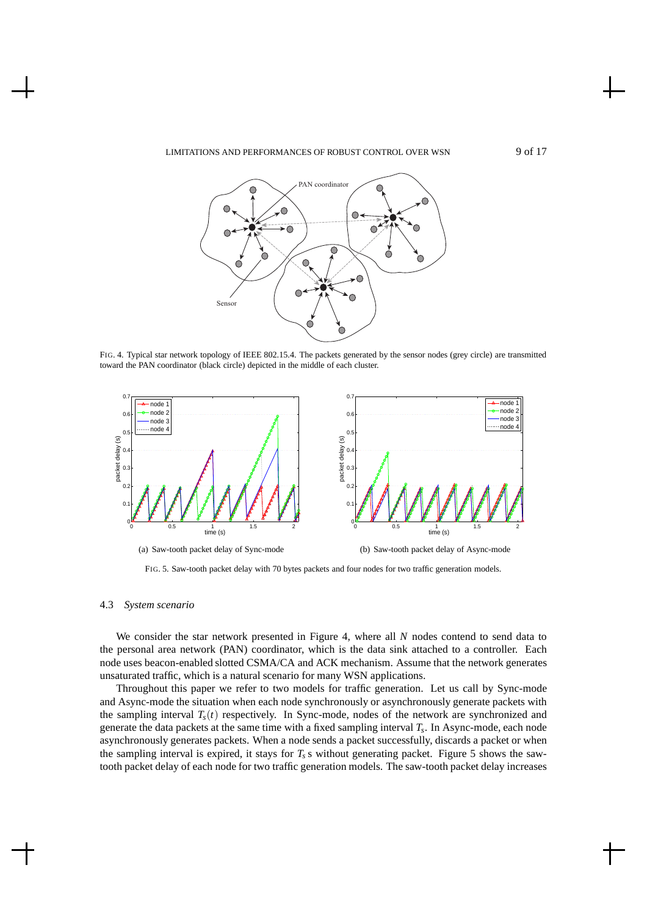FIG. 4. Typical star network topology of IEEE 802.15.4. The packets generated by the sensor nodes (grey circle) are transmitted toward the PAN coordinator (black circle) depicted in the middle of each cluster.

(a) Saw-tooth packet delay of Sync-mode

(b) Saw-tooth packet delay of Async-mode

FIG. 5. Saw-tooth packet delay with 70 bytes packets and four nodes for two traffic generation models.

### 4.3 *System scenario*

We consider the star network presented in Figure 4, where all $N$ nodes contend to send data to the personal area network (PAN) coordinator, which is the data sink attached to a controller. Each node uses beacon-enabled slotted CSMA/CA and ACK mechanism. Assume that the network generates unsaturated traffic, which is a natural scenario for many WSN applications.

Throughout this paper we refer to two models for traffic generation. Let us call by Sync-mode and Async-mode the situation when each node synchronously or asynchronously generate packets with the sampling interval $T_s(t)$ respectively. In Sync-mode, nodes of the network are synchronized and generate the data packets at the same time with a fixed sampling interval $T_s$. In Async-mode, each node asynchronously generates packets. When a node sends a packet successfully, discards a packet or when the sampling interval is expired, it stays for $T_s$ s without generating packet. Figure 5 shows the saw-tooth packet delay of each node for two traffic generation models. The saw-tooth packet delay increases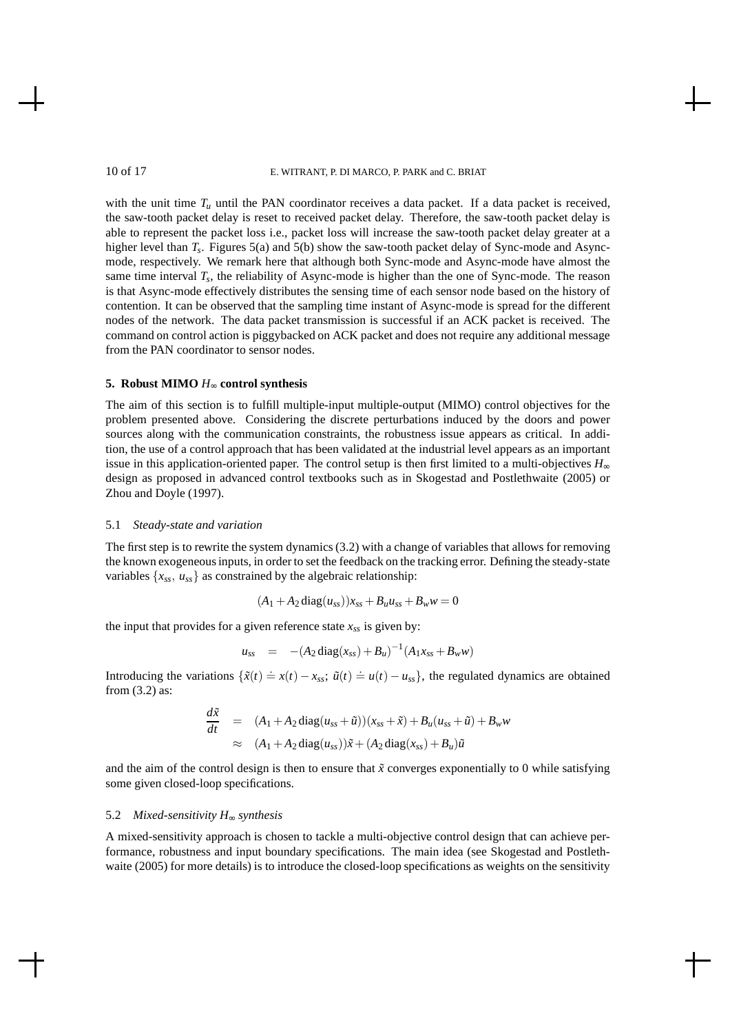with the unit time $T_u$ until the PAN coordinator receives a data packet. If a data packet is received, the saw-tooth packet delay is reset to received packet delay. Therefore, the saw-tooth packet delay is able to represent the packet loss i.e., packet loss will increase the saw-tooth packet delay greater at a higher level than $T_s$. Figures 5(a) and 5(b) show the saw-tooth packet delay of Sync-mode and Async-mode, respectively. We remark here that although both Sync-mode and Async-mode have almost the same time interval $T_s$, the reliability of Async-mode is higher than the one of Sync-mode. The reason is that Async-mode effectively distributes the sensing time of each sensor node based on the history of contention. It can be observed that the sampling time instant of Async-mode is spread for the different nodes of the network. The data packet transmission is successful if an ACK packet is received. The command on control action is piggybacked on ACK packet and does not require any additional message from the PAN coordinator to sensor nodes.

## 5. Robust MIMO $H_\infty$ control synthesis

The aim of this section is to fulfill multiple-input multiple-output (MIMO) control objectives for the problem presented above. Considering the discrete perturbations induced by the doors and power sources along with the communication constraints, the robustness issue appears as critical. In addition, the use of a control approach that has been validated at the industrial level appears as an important issue in this application-oriented paper. The control setup is then first limited to a multi-objectives $H_\infty$ design as proposed in advanced control textbooks such as in Skogestad and Postlethwaite (2005) or Zhou and Doyle (1997).

### 5.1 *Steady-state and variation*

The first step is to rewrite the system dynamics (3.2) with a change of variables that allows for removing the known exogeneous inputs, in order to set the feedback on the tracking error. Defining the steady-state variables $\{x_{ss},\, u_{ss}\}$ as constrained by the algebraic relationship:

$$(A_1 + A_2\,\mathrm{diag}(u_{ss}))x_{ss} + B_u u_{ss} + B_w w = 0$$

the input that provides for a given reference state $x_{ss}$ is given by:

$$u_{ss} \quad = \quad -(A_2\,\mathrm{diag}(x_{ss}) + B_u)^{-1}(A_1 x_{ss} + B_w w)$$

Introducing the variations $\{\tilde{x}(t) \doteq x(t) - x_{ss};\ \tilde{u}(t) \doteq u(t) - u_{ss}\}$, the regulated dynamics are obtained from (3.2) as:

$$\begin{aligned}
\frac{d\tilde{x}}{dt} &= (A_1 + A_2\,\mathrm{diag}(u_{ss} + \tilde{u}))(x_{ss} + \tilde{x}) + B_u(u_{ss} + \tilde{u}) + B_w w \\
&\approx (A_1 + A_2\,\mathrm{diag}(u_{ss}))\tilde{x} + (A_2\,\mathrm{diag}(x_{ss}) + B_u)\tilde{u}
\end{aligned}$$

and the aim of the control design is then to ensure that $\tilde{x}$ converges exponentially to 0 while satisfying some given closed-loop specifications.

### 5.2 *Mixed-sensitivity $H_\infty$ synthesis*

A mixed-sensitivity approach is chosen to tackle a multi-objective control design that can achieve performance, robustness and input boundary specifications. The main idea (see Skogestad and Postlethwaite (2005) for more details) is to introduce the closed-loop specifications as weights on the sensitivity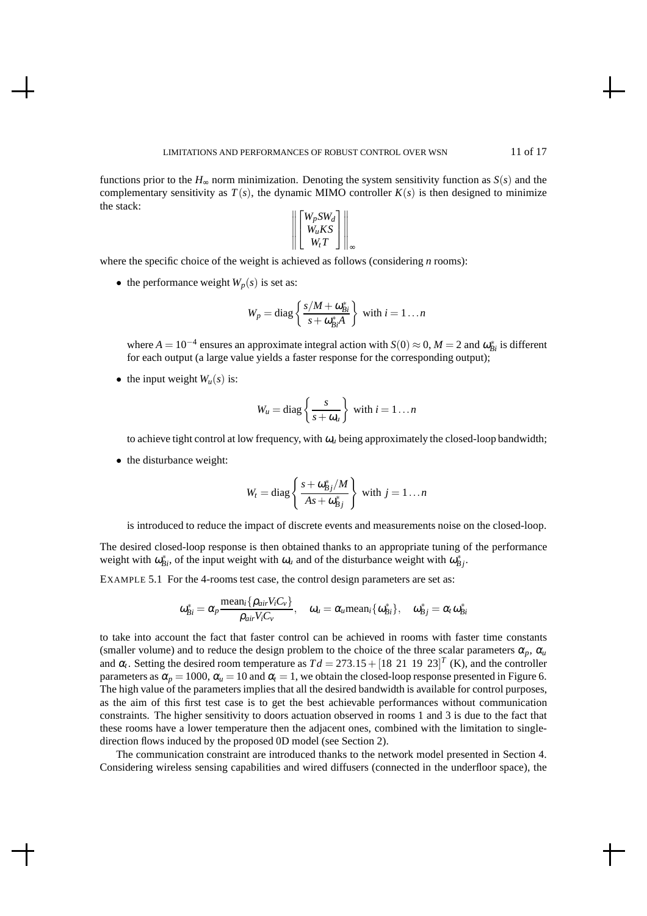functions prior to the $H_\infty$ norm minimization. Denoting the system sensitivity function as $S(s)$ and the complementary sensitivity as $T(s)$, the dynamic MIMO controller $K(s)$ is then designed to minimize the stack:

$$\left\| \begin{bmatrix} W_p S W_d \\ W_u K S \\ W_t T \end{bmatrix} \right\|_\infty$$

where the specific choice of the weight is achieved as follows (considering $n$ rooms):

- the performance weight $W_p(s)$ is set as:

$$W_p = \text{diag}\left\{ \frac{s/M + \omega^*_{Bi}}{s + \omega^*_{Bi} A} \right\} \text{ with } i = 1 \dots n$$

  where $A = 10^{-4}$ ensures an approximate integral action with $S(0) \approx 0$, $M = 2$ and $\omega^*_{Bi}$ is different for each output (a large value yields a faster response for the corresponding output);

- the input weight $W_u(s)$ is:

$$W_u = \text{diag}\left\{ \frac{s}{s + \omega_u} \right\} \text{ with } i = 1 \dots n$$

  to achieve tight control at low frequency, with $\omega_u$ being approximately the closed-loop bandwidth;

- the disturbance weight:

$$W_t = \text{diag}\left\{ \frac{s + \omega^*_{Bj}/M}{As + \omega^*_{Bj}} \right\} \text{ with } j = 1 \dots n$$

  is introduced to reduce the impact of discrete events and measurements noise on the closed-loop.

The desired closed-loop response is then obtained thanks to an appropriate tuning of the performance weight with $\omega^*_{Bi}$, of the input weight with $\omega_u$ and of the disturbance weight with $\omega^*_{Bj}$.

EXAMPLE 5.1 For the 4-rooms test case, the control design parameters are set as:

$$\omega^*_{Bi} = \alpha_p \frac{\text{mean}_i\{\rho_{air} V_i C_v\}}{\rho_{air} V_i C_v}, \quad \omega_u = \alpha_u \text{mean}_i\{\omega^*_{Bi}\}, \quad \omega^*_{Bj} = \alpha_t \omega^*_{Bi}$$

to take into account the fact that faster control can be achieved in rooms with faster time constants (smaller volume) and to reduce the design problem to the choice of the three scalar parameters $\alpha_p$, $\alpha_u$ and $\alpha_t$. Setting the desired room temperature as $Td = 273.15 + [18\ 21\ 19\ 23]^T$ (K), and the controller parameters as $\alpha_p = 1000$, $\alpha_u = 10$ and $\alpha_t = 1$, we obtain the closed-loop response presented in Figure 6. The high value of the parameters implies that all the desired bandwidth is available for control purposes, as the aim of this first test case is to get the best achievable performances without communication constraints. The higher sensitivity to doors actuation observed in rooms 1 and 3 is due to the fact that these rooms have a lower temperature then the adjacent ones, combined with the limitation to single-direction flows induced by the proposed 0D model (see Section 2).

The communication constraint are introduced thanks to the network model presented in Section 4. Considering wireless sensing capabilities and wired diffusers (connected in the underfloor space), the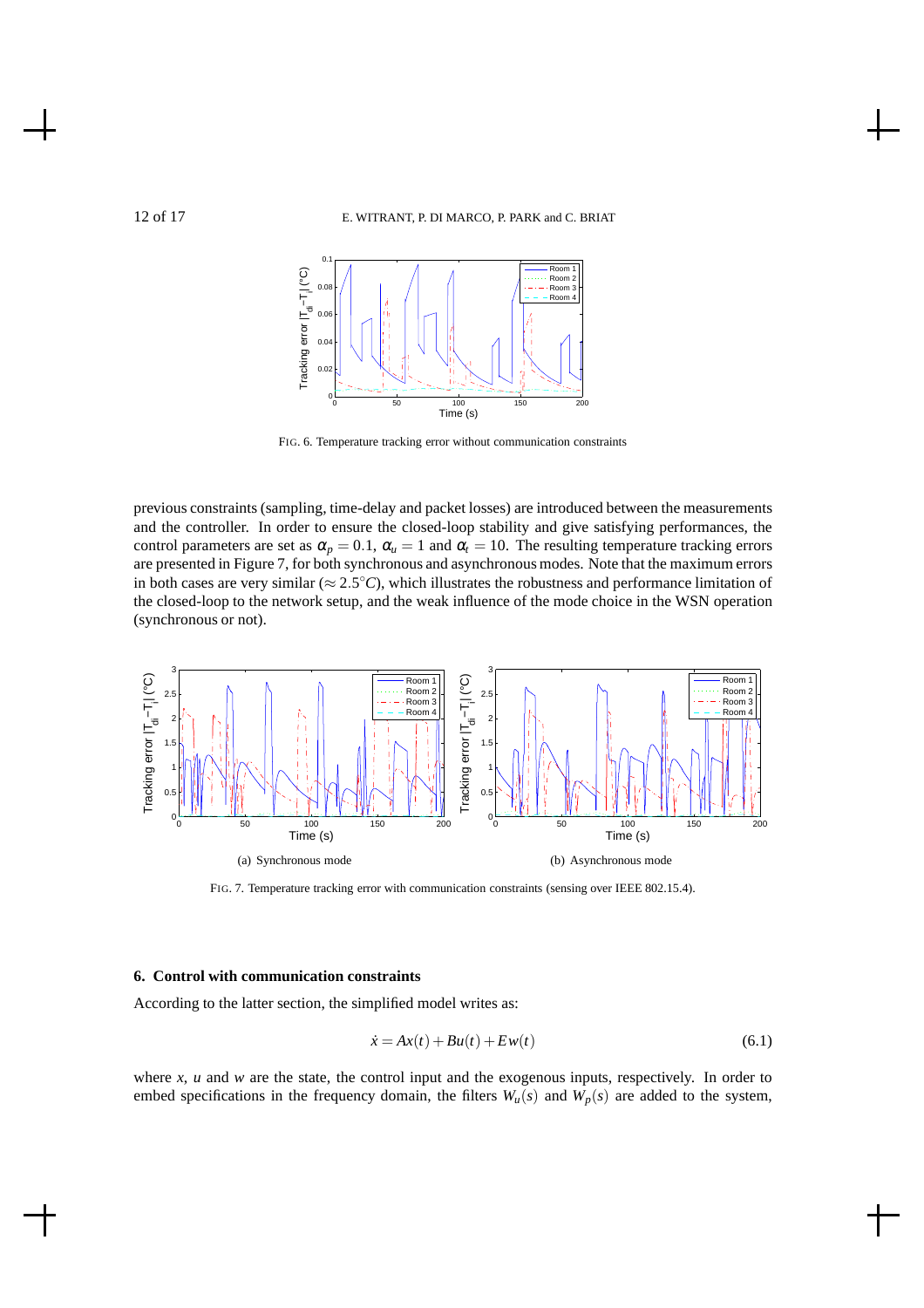FIG. 6. Temperature tracking error without communication constraints

previous constraints (sampling, time-delay and packet losses) are introduced between the measurements and the controller. In order to ensure the closed-loop stability and give satisfying performances, the control parameters are set as $\alpha_p = 0.1$, $\alpha_u = 1$ and $\alpha_t = 10$. The resulting temperature tracking errors are presented in Figure 7, for both synchronous and asynchronous modes. Note that the maximum errors in both cases are very similar ($\approx 2.5^{\circ}C$), which illustrates the robustness and performance limitation of the closed-loop to the network setup, and the weak influence of the mode choice in the WSN operation (synchronous or not).

(a) Synchronous mode

(b) Asynchronous mode

FIG. 7. Temperature tracking error with communication constraints (sensing over IEEE 802.15.4).

## 6. Control with communication constraints

According to the latter section, the simplified model writes as:

$$\dot{x} = Ax(t) + Bu(t) + Ew(t) \tag{6.1}$$

where $x$, $u$ and $w$ are the state, the control input and the exogenous inputs, respectively. In order to embed specifications in the frequency domain, the filters $W_u(s)$ and $W_p(s)$ are added to the system,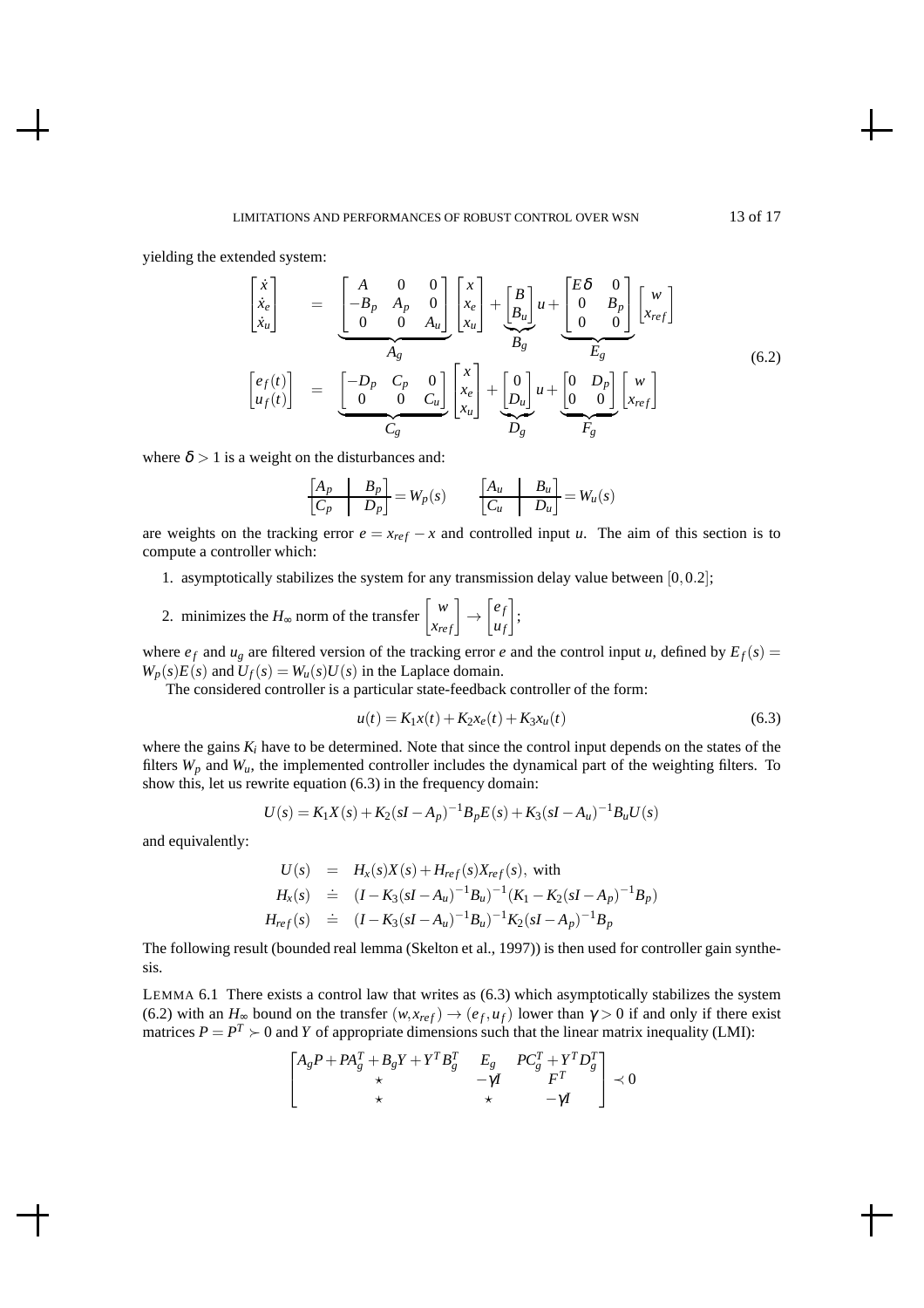yielding the extended system:

$$
\begin{aligned}
\begin{bmatrix} \dot{x} \\ \dot{x}_e \\ \dot{x}_u \end{bmatrix} &= \underbrace{\begin{bmatrix} A & 0 & 0 \\ -B_p & A_p & 0 \\ 0 & 0 & A_u \end{bmatrix}}_{A_g} \begin{bmatrix} x \\ x_e \\ x_u \end{bmatrix} + \underbrace{\begin{bmatrix} B \\ B_u \end{bmatrix}}_{B_g} u + \underbrace{\begin{bmatrix} E\delta & 0 \\ 0 & B_p \\ 0 & 0 \end{bmatrix}}_{E_g} \begin{bmatrix} w \\ x_{ref} \end{bmatrix} \\
\begin{bmatrix} e_f(t) \\ u_f(t) \end{bmatrix} &= \underbrace{\begin{bmatrix} -D_p & C_p & 0 \\ 0 & 0 & C_u \end{bmatrix}}_{C_g} \begin{bmatrix} x \\ x_e \\ x_u \end{bmatrix} + \underbrace{\begin{bmatrix} 0 \\ D_u \end{bmatrix}}_{D_g} u + \underbrace{\begin{bmatrix} 0 & D_p \\ 0 & 0 \end{bmatrix}}_{F_g} \begin{bmatrix} w \\ x_{ref} \end{bmatrix}
\end{aligned}
\tag{6.2}
$$

where $\delta > 1$ is a weight on the disturbances and:

$$
\left[\begin{array}{c|c} A_p & B_p \\ \hline C_p & D_p \end{array}\right] = W_p(s) \qquad \left[\begin{array}{c|c} A_u & B_u \\ \hline C_u & D_u \end{array}\right] = W_u(s)
$$

are weights on the tracking error $e = x_{ref} - x$ and controlled input $u$. The aim of this section is to compute a controller which:

1. asymptotically stabilizes the system for any transmission delay value between $[0, 0.2]$;
2. minimizes the $H_\infty$ norm of the transfer $\begin{bmatrix} w \\ x_{ref} \end{bmatrix} \to \begin{bmatrix} e_f \\ u_f \end{bmatrix}$;

where $e_f$ and $u_g$ are filtered version of the tracking error $e$ and the control input $u$, defined by $E_f(s) = W_p(s)E(s)$ and $U_f(s) = W_u(s)U(s)$ in the Laplace domain.

The considered controller is a particular state-feedback controller of the form:

$$
u(t) = K_1 x(t) + K_2 x_e(t) + K_3 x_u(t) \tag{6.3}
$$

where the gains $K_i$ have to be determined. Note that since the control input depends on the states of the filters $W_p$ and $W_u$, the implemented controller includes the dynamical part of the weighting filters. To show this, let us rewrite equation (6.3) in the frequency domain:

$$
U(s) = K_1 X(s) + K_2 (sI - A_p)^{-1} B_p E(s) + K_3 (sI - A_u)^{-1} B_u U(s)
$$

and equivalently:

$$
\begin{aligned}
U(s) &= H_x(s) X(s) + H_{ref}(s) X_{ref}(s), \text{ with} \\
H_x(s) &\doteq (I - K_3 (sI - A_u)^{-1} B_u)^{-1} (K_1 - K_2 (sI - A_p)^{-1} B_p) \\
H_{ref}(s) &\doteq (I - K_3 (sI - A_u)^{-1} B_u)^{-1} K_2 (sI - A_p)^{-1} B_p
\end{aligned}
$$

The following result (bounded real lemma (Skelton et al., 1997)) is then used for controller gain synthesis.

LEMMA 6.1 There exists a control law that writes as (6.3) which asymptotically stabilizes the system (6.2) with an $H_\infty$ bound on the transfer $(w, x_{ref}) \to (e_f, u_f)$ lower than $\gamma > 0$ if and only if there exist matrices $P = P^T \succ 0$ and $Y$ of appropriate dimensions such that the linear matrix inequality (LMI):

$$
\begin{bmatrix} A_g P + P A_g^T + B_g Y + Y^T B_g^T & E_g & P C_g^T + Y^T D_g^T \\ \star & -\gamma I & F^T \\ \star & \star & -\gamma I \end{bmatrix} \prec 0
$$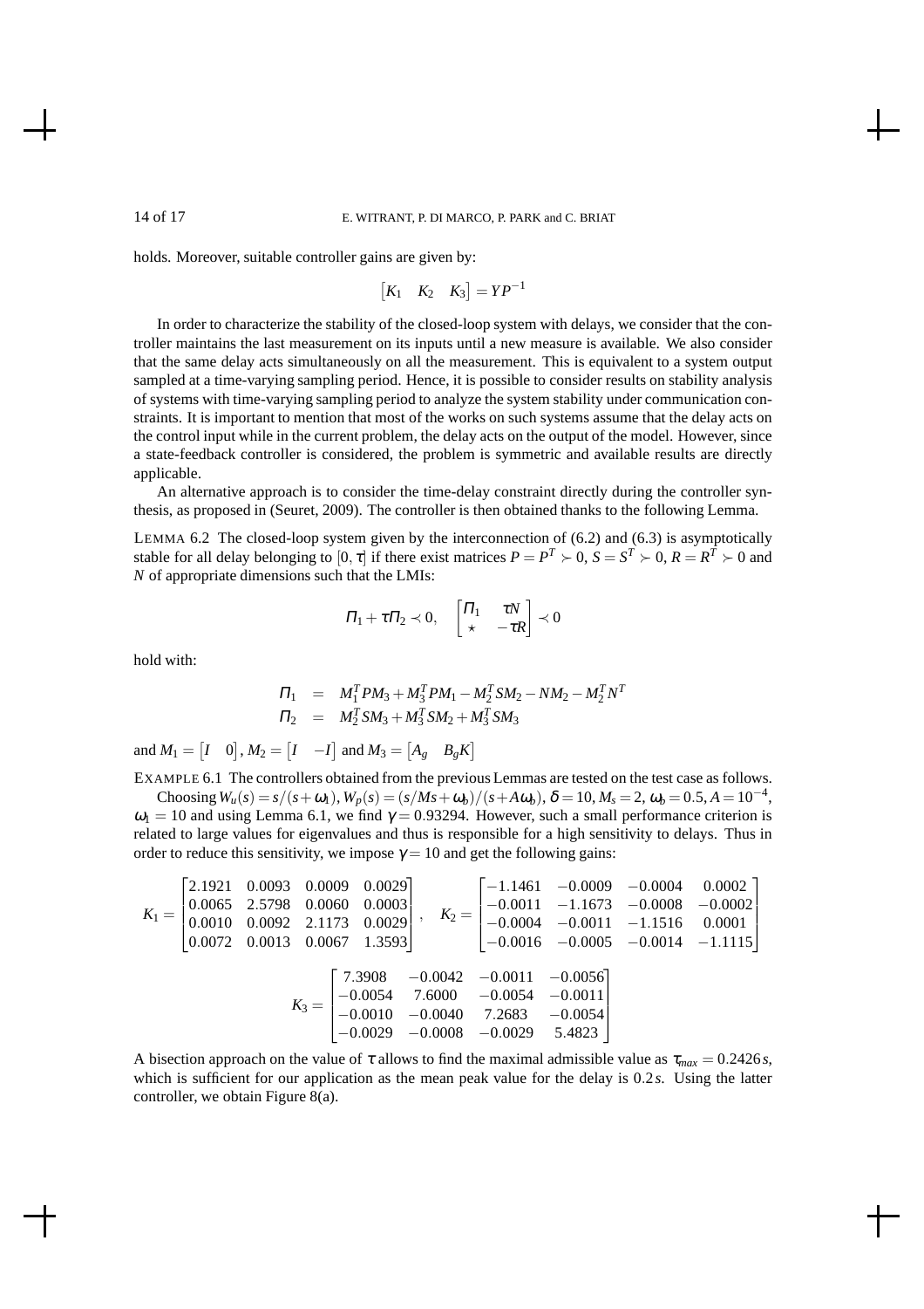holds. Moreover, suitable controller gains are given by:

$$\begin{bmatrix} K_1 & K_2 & K_3 \end{bmatrix} = YP^{-1}$$

In order to characterize the stability of the closed-loop system with delays, we consider that the controller maintains the last measurement on its inputs until a new measure is available. We also consider that the same delay acts simultaneously on all the measurement. This is equivalent to a system output sampled at a time-varying sampling period. Hence, it is possible to consider results on stability analysis of systems with time-varying sampling period to analyze the system stability under communication constraints. It is important to mention that most of the works on such systems assume that the delay acts on the control input while in the current problem, the delay acts on the output of the model. However, since a state-feedback controller is considered, the problem is symmetric and available results are directly applicable.

An alternative approach is to consider the time-delay constraint directly during the controller synthesis, as proposed in (Seuret, 2009). The controller is then obtained thanks to the following Lemma.

LEMMA 6.2 The closed-loop system given by the interconnection of (6.2) and (6.3) is asymptotically stable for all delay belonging to $[0, \bar{\tau}]$ if there exist matrices $P = P^T \succ 0$, $S = S^T \succ 0$, $R = R^T \succ 0$ and $N$ of appropriate dimensions such that the LMIs:

$$\Pi_1 + \tau\Pi_2 \prec 0, \quad \begin{bmatrix} \Pi_1 & \tau N \\ \star & -\tau R \end{bmatrix} \prec 0$$

hold with:

$$\begin{aligned} \Pi_1 &= M_1^T P M_3 + M_3^T P M_1 - M_2^T S M_2 - N M_2 - M_2^T N^T \\ \Pi_2 &= M_2^T S M_3 + M_3^T S M_2 + M_3^T S M_3 \end{aligned}$$

and $M_1 = \begin{bmatrix} I & 0 \end{bmatrix}$, $M_2 = \begin{bmatrix} I & -I \end{bmatrix}$ and $M_3 = \begin{bmatrix} A_g & B_g K \end{bmatrix}$

EXAMPLE 6.1 The controllers obtained from the previous Lemmas are tested on the test case as follows.

Choosing $W_u(s) = s/(s+\omega_1)$, $W_p(s) = (s/Ms+\omega_b)/(s+A\omega_b)$, $\delta = 10$, $M_s = 2$, $\omega_b = 0.5$, $A = 10^{-4}$, $\omega_1 = 10$ and using Lemma 6.1, we find $\gamma = 0.93294$. However, such a small performance criterion is related to large values for eigenvalues and thus is responsible for a high sensitivity to delays. Thus in order to reduce this sensitivity, we impose $\gamma = 10$ and get the following gains:

$$K_1 = \begin{bmatrix} 2.1921 & 0.0093 & 0.0009 & 0.0029 \\ 0.0065 & 2.5798 & 0.0060 & 0.0003 \\ 0.0010 & 0.0092 & 2.1173 & 0.0029 \\ 0.0072 & 0.0013 & 0.0067 & 1.3593 \end{bmatrix}, \quad K_2 = \begin{bmatrix} -1.1461 & -0.0009 & -0.0004 & 0.0002 \\ -0.0011 & -1.1673 & -0.0008 & -0.0002 \\ -0.0004 & -0.0011 & -1.1516 & 0.0001 \\ -0.0016 & -0.0005 & -0.0014 & -1.1115 \end{bmatrix}$$

$$K_3 = \begin{bmatrix} 7.3908 & -0.0042 & -0.0011 & -0.0056 \\ -0.0054 & 7.6000 & -0.0054 & -0.0011 \\ -0.0010 & -0.0040 & 7.2683 & -0.0054 \\ -0.0029 & -0.0008 & -0.0029 & 5.4823 \end{bmatrix}$$

A bisection approach on the value of $\tau$ allows to find the maximal admissible value as $\tau_{max} = 0.2426\,s$, which is sufficient for our application as the mean peak value for the delay is $0.2\,s$. Using the latter controller, we obtain Figure 8(a).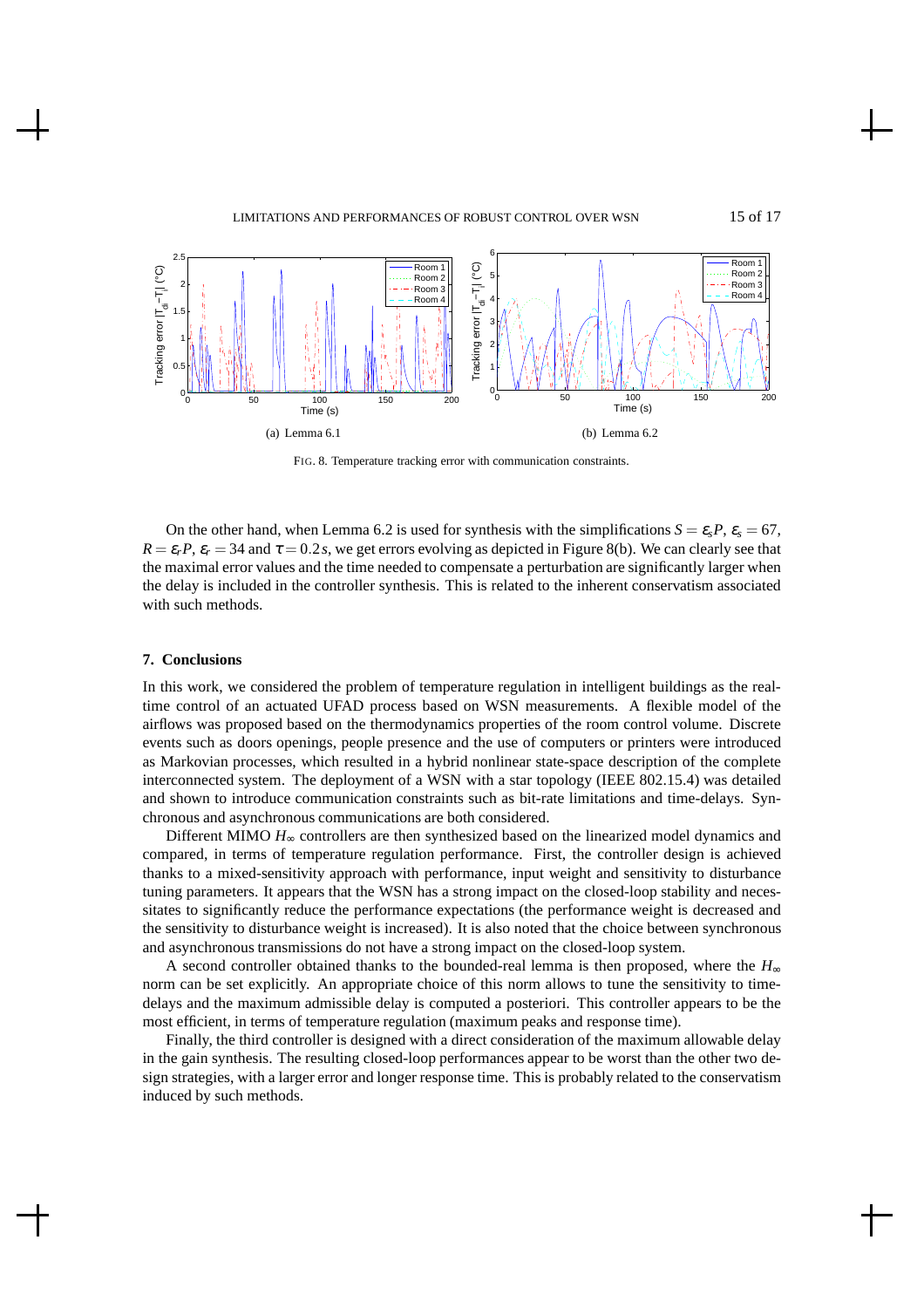(a) Lemma 6.1

(b) Lemma 6.2

FIG. 8. Temperature tracking error with communication constraints.

On the other hand, when Lemma 6.2 is used for synthesis with the simplifications $S = \varepsilon_s P$, $\varepsilon_s = 67$, $R = \varepsilon_r P$, $\varepsilon_r = 34$ and $\tau = 0.2s$, we get errors evolving as depicted in Figure 8(b). We can clearly see that the maximal error values and the time needed to compensate a perturbation are significantly larger when the delay is included in the controller synthesis. This is related to the inherent conservatism associated with such methods.

## 7. Conclusions

In this work, we considered the problem of temperature regulation in intelligent buildings as the real-time control of an actuated UFAD process based on WSN measurements. A flexible model of the airflows was proposed based on the thermodynamics properties of the room control volume. Discrete events such as doors openings, people presence and the use of computers or printers were introduced as Markovian processes, which resulted in a hybrid nonlinear state-space description of the complete interconnected system. The deployment of a WSN with a star topology (IEEE 802.15.4) was detailed and shown to introduce communication constraints such as bit-rate limitations and time-delays. Synchronous and asynchronous communications are both considered.

Different MIMO $H_\infty$ controllers are then synthesized based on the linearized model dynamics and compared, in terms of temperature regulation performance. First, the controller design is achieved thanks to a mixed-sensitivity approach with performance, input weight and sensitivity to disturbance tuning parameters. It appears that the WSN has a strong impact on the closed-loop stability and necessitates to significantly reduce the performance expectations (the performance weight is decreased and the sensitivity to disturbance weight is increased). It is also noted that the choice between synchronous and asynchronous transmissions do not have a strong impact on the closed-loop system.

A second controller obtained thanks to the bounded-real lemma is then proposed, where the $H_\infty$ norm can be set explicitly. An appropriate choice of this norm allows to tune the sensitivity to time-delays and the maximum admissible delay is computed a posteriori. This controller appears to be the most efficient, in terms of temperature regulation (maximum peaks and response time).

Finally, the third controller is designed with a direct consideration of the maximum allowable delay in the gain synthesis. The resulting closed-loop performances appear to be worst than the other two design strategies, with a larger error and longer response time. This is probably related to the conservatism induced by such methods.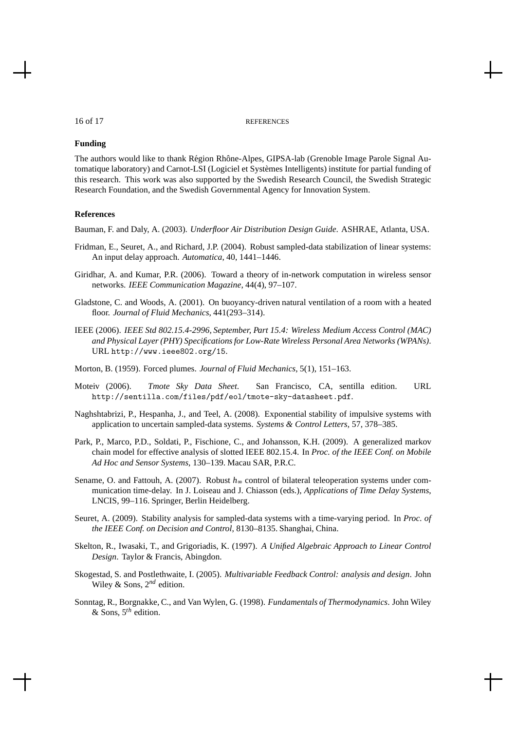### Funding

The authors would like to thank Région Rhône-Alpes, GIPSA-lab (Grenoble Image Parole Signal Automatique laboratory) and Carnot-LSI (Logiciel et Systèmes Intelligents) institute for partial funding of this research. This work was also supported by the Swedish Research Council, the Swedish Strategic Research Foundation, and the Swedish Governmental Agency for Innovation System.

### References

Bauman, F. and Daly, A. (2003). *Underfloor Air Distribution Design Guide*. ASHRAE, Atlanta, USA.

Fridman, E., Seuret, A., and Richard, J.P. (2004). Robust sampled-data stabilization of linear systems: An input delay approach. *Automatica*, 40, 1441–1446.

Giridhar, A. and Kumar, P.R. (2006). Toward a theory of in-network computation in wireless sensor networks. *IEEE Communication Magazine*, 44(4), 97–107.

Gladstone, C. and Woods, A. (2001). On buoyancy-driven natural ventilation of a room with a heated floor. *Journal of Fluid Mechanics*, 441(293–314).

IEEE (2006). *IEEE Std 802.15.4-2996, September, Part 15.4: Wireless Medium Access Control (MAC) and Physical Layer (PHY) Specifications for Low-Rate Wireless Personal Area Networks (WPANs)*. URL `http://www.ieee802.org/15`.

Morton, B. (1959). Forced plumes. *Journal of Fluid Mechanics*, 5(1), 151–163.

Moteiv (2006). *Tmote Sky Data Sheet*. San Francisco, CA, sentilla edition. URL `http://sentilla.com/files/pdf/eol/tmote-sky-datasheet.pdf`.

Naghshtabrizi, P., Hespanha, J., and Teel, A. (2008). Exponential stability of impulsive systems with application to uncertain sampled-data systems. *Systems & Control Letters*, 57, 378–385.

Park, P., Marco, P.D., Soldati, P., Fischione, C., and Johansson, K.H. (2009). A generalized markov chain model for effective analysis of slotted IEEE 802.15.4. In *Proc. of the IEEE Conf. on Mobile Ad Hoc and Sensor Systems*, 130–139. Macau SAR, P.R.C.

Sename, O. and Fattouh, A. (2007). Robust $h_\infty$ control of bilateral teleoperation systems under communication time-delay. In J. Loiseau and J. Chiasson (eds.), *Applications of Time Delay Systems*, LNCIS, 99–116. Springer, Berlin Heidelberg.

Seuret, A. (2009). Stability analysis for sampled-data systems with a time-varying period. In *Proc. of the IEEE Conf. on Decision and Control*, 8130–8135. Shanghai, China.

Skelton, R., Iwasaki, T., and Grigoriadis, K. (1997). *A Unified Algebraic Approach to Linear Control Design*. Taylor & Francis, Abingdon.

Skogestad, S. and Postlethwaite, I. (2005). *Multivariable Feedback Control: analysis and design*. John Wiley & Sons, $2^{nd}$ edition.

Sonntag, R., Borgnakke, C., and Van Wylen, G. (1998). *Fundamentals of Thermodynamics*. John Wiley & Sons, $5^{th}$ edition.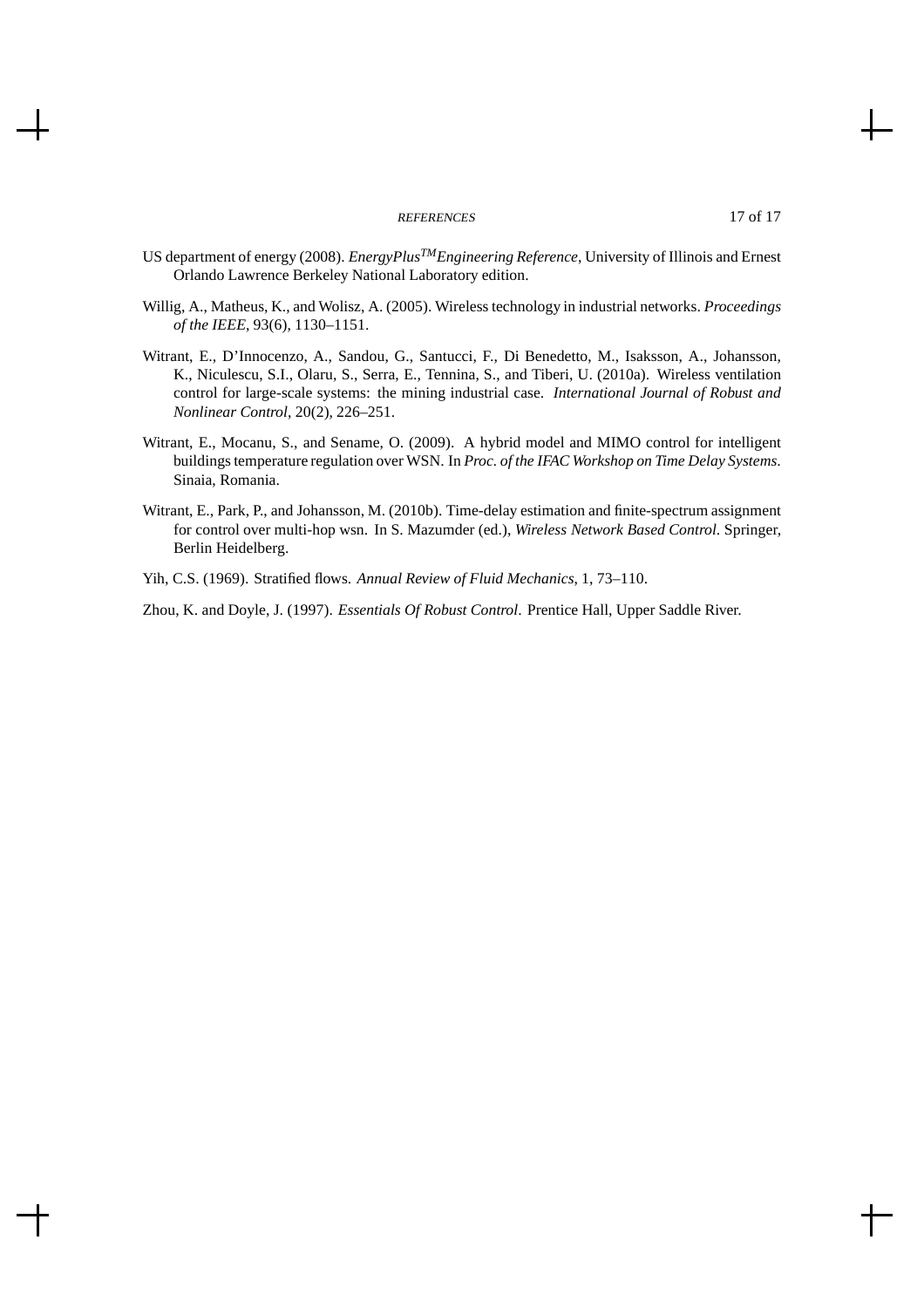US department of energy (2008). *EnergyPlus$^{TM}$Engineering Reference*, University of Illinois and Ernest Orlando Lawrence Berkeley National Laboratory edition.

Willig, A., Matheus, K., and Wolisz, A. (2005). Wireless technology in industrial networks. *Proceedings of the IEEE*, 93(6), 1130–1151.

Witrant, E., D'Innocenzo, A., Sandou, G., Santucci, F., Di Benedetto, M., Isaksson, A., Johansson, K., Niculescu, S.I., Olaru, S., Serra, E., Tennina, S., and Tiberi, U. (2010a). Wireless ventilation control for large-scale systems: the mining industrial case. *International Journal of Robust and Nonlinear Control*, 20(2), 226–251.

Witrant, E., Mocanu, S., and Sename, O. (2009). A hybrid model and MIMO control for intelligent buildings temperature regulation over WSN. In *Proc. of the IFAC Workshop on Time Delay Systems*. Sinaia, Romania.

Witrant, E., Park, P., and Johansson, M. (2010b). Time-delay estimation and finite-spectrum assignment for control over multi-hop wsn. In S. Mazumder (ed.), *Wireless Network Based Control*. Springer, Berlin Heidelberg.

Yih, C.S. (1969). Stratified flows. *Annual Review of Fluid Mechanics*, 1, 73–110.

Zhou, K. and Doyle, J. (1997). *Essentials Of Robust Control*. Prentice Hall, Upper Saddle River.